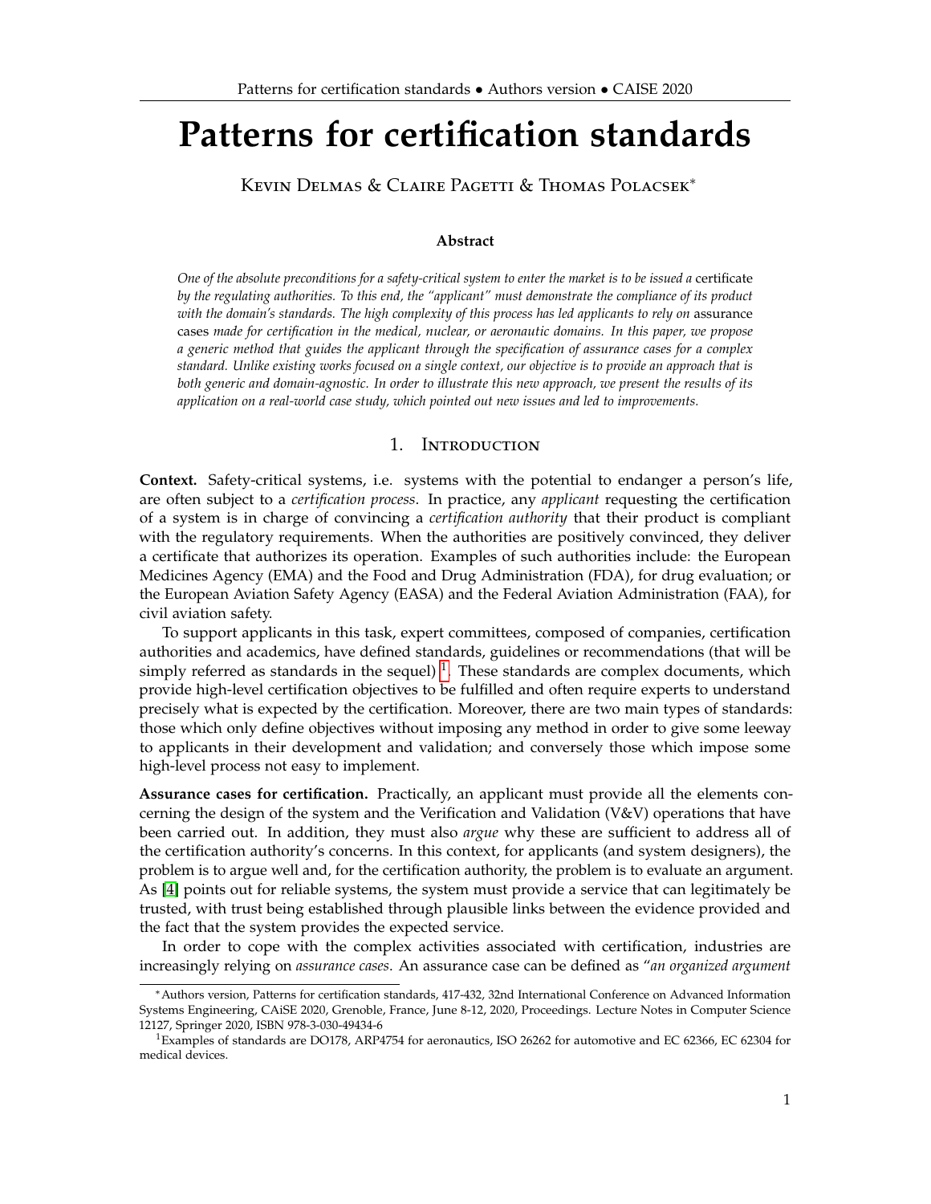# Patterns for certification standards

Kevin Delmas & Claire Pagetti & Thomas Polacsek*

**Abstract**

*One of the absolute preconditions for a safety-critical system to enter the market is to be issued a* certificate *by the regulating authorities. To this end, the "applicant" must demonstrate the compliance of its product with the domain's standards. The high complexity of this process has led applicants to rely on* assurance cases *made for certification in the medical, nuclear, or aeronautic domains. In this paper, we propose a generic method that guides the applicant through the specification of assurance cases for a complex standard. Unlike existing works focused on a single context, our objective is to provide an approach that is both generic and domain-agnostic. In order to illustrate this new approach, we present the results of its application on a real-world case study, which pointed out new issues and led to improvements.*

## 1. Introduction

**Context.** Safety-critical systems, i.e. systems with the potential to endanger a person's life, are often subject to a *certification process*. In practice, any *applicant* requesting the certification of a system is in charge of convincing a *certification authority* that their product is compliant with the regulatory requirements. When the authorities are positively convinced, they deliver a certificate that authorizes its operation. Examples of such authorities include: the European Medicines Agency (EMA) and the Food and Drug Administration (FDA), for drug evaluation; or the European Aviation Safety Agency (EASA) and the Federal Aviation Administration (FAA), for civil aviation safety.

To support applicants in this task, expert committees, composed of companies, certification authorities and academics, have defined standards, guidelines or recommendations (that will be simply referred as standards in the sequel) [1]. These standards are complex documents, which provide high-level certification objectives to be fulfilled and often require experts to understand precisely what is expected by the certification. Moreover, there are two main types of standards: those which only define objectives without imposing any method in order to give some leeway to applicants in their development and validation; and conversely those which impose some high-level process not easy to implement.

**Assurance cases for certification.** Practically, an applicant must provide all the elements concerning the design of the system and the Verification and Validation (V&V) operations that have been carried out. In addition, they must also *argue* why these are sufficient to address all of the certification authority's concerns. In this context, for applicants (and system designers), the problem is to argue well and, for the certification authority, the problem is to evaluate an argument. As [4] points out for reliable systems, the system must provide a service that can legitimately be trusted, with trust being established through plausible links between the evidence provided and the fact that the system provides the expected service.

In order to cope with the complex activities associated with certification, industries are increasingly relying on *assurance cases*. An assurance case can be defined as "*an organized argument*

*Authors version, Patterns for certification standards, 417-432, 32nd International Conference on Advanced Information Systems Engineering, CAiSE 2020, Grenoble, France, June 8-12, 2020, Proceedings. Lecture Notes in Computer Science 12127, Springer 2020, ISBN 978-3-030-49434-6

[1] Examples of standards are DO178, ARP4754 for aeronautics, ISO 26262 for automotive and EC 62366, EC 62304 for medical devices.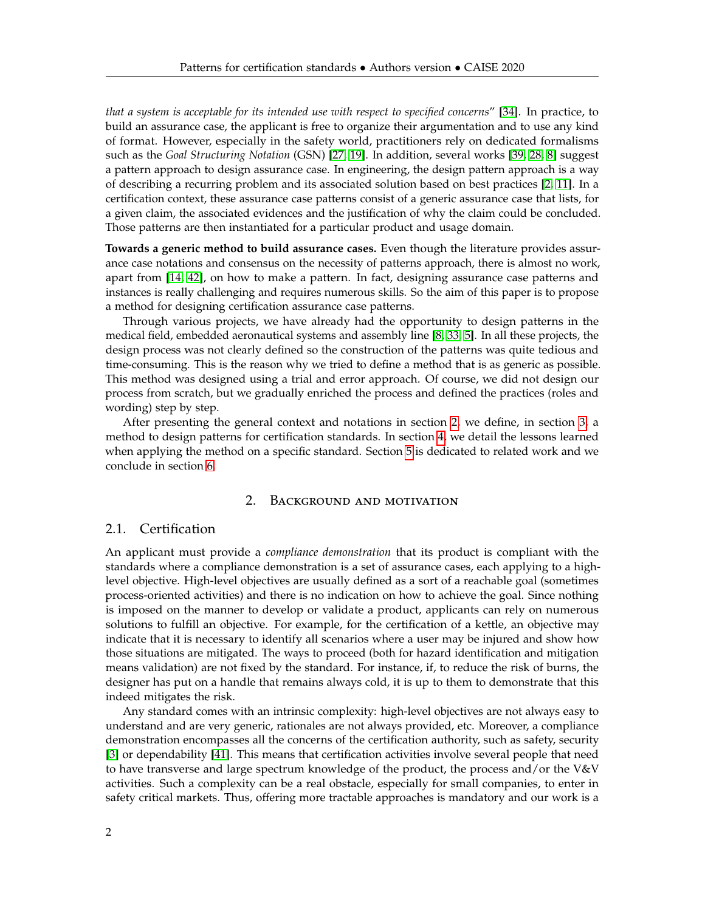*that a system is acceptable for its intended use with respect to specified concerns*" [34]. In practice, to build an assurance case, the applicant is free to organize their argumentation and to use any kind of format. However, especially in the safety world, practitioners rely on dedicated formalisms such as the *Goal Structuring Notation* (GSN) [27, 19]. In addition, several works [39, 28, 8] suggest a pattern approach to design assurance case. In engineering, the design pattern approach is a way of describing a recurring problem and its associated solution based on best practices [2, 11]. In a certification context, these assurance case patterns consist of a generic assurance case that lists, for a given claim, the associated evidences and the justification of why the claim could be concluded. Those patterns are then instantiated for a particular product and usage domain.

**Towards a generic method to build assurance cases.** Even though the literature provides assurance case notations and consensus on the necessity of patterns approach, there is almost no work, apart from [14, 42], on how to make a pattern. In fact, designing assurance case patterns and instances is really challenging and requires numerous skills. So the aim of this paper is to propose a method for designing certification assurance case patterns.

Through various projects, we have already had the opportunity to design patterns in the medical field, embedded aeronautical systems and assembly line [8, 33, 5]. In all these projects, the design process was not clearly defined so the construction of the patterns was quite tedious and time-consuming. This is the reason why we tried to define a method that is as generic as possible. This method was designed using a trial and error approach. Of course, we did not design our process from scratch, but we gradually enriched the process and defined the practices (roles and wording) step by step.

After presenting the general context and notations in section 2, we define, in section 3, a method to design patterns for certification standards. In section 4, we detail the lessons learned when applying the method on a specific standard. Section 5 is dedicated to related work and we conclude in section 6.

## 2. Background and motivation

### 2.1. Certification

An applicant must provide a *compliance demonstration* that its product is compliant with the standards where a compliance demonstration is a set of assurance cases, each applying to a high-level objective. High-level objectives are usually defined as a sort of a reachable goal (sometimes process-oriented activities) and there is no indication on how to achieve the goal. Since nothing is imposed on the manner to develop or validate a product, applicants can rely on numerous solutions to fulfill an objective. For example, for the certification of a kettle, an objective may indicate that it is necessary to identify all scenarios where a user may be injured and show how those situations are mitigated. The ways to proceed (both for hazard identification and mitigation means validation) are not fixed by the standard. For instance, if, to reduce the risk of burns, the designer has put on a handle that remains always cold, it is up to them to demonstrate that this indeed mitigates the risk.

Any standard comes with an intrinsic complexity: high-level objectives are not always easy to understand and are very generic, rationales are not always provided, etc. Moreover, a compliance demonstration encompasses all the concerns of the certification authority, such as safety, security [3] or dependability [41]. This means that certification activities involve several people that need to have transverse and large spectrum knowledge of the product, the process and/or the V&V activities. Such a complexity can be a real obstacle, especially for small companies, to enter in safety critical markets. Thus, offering more tractable approaches is mandatory and our work is a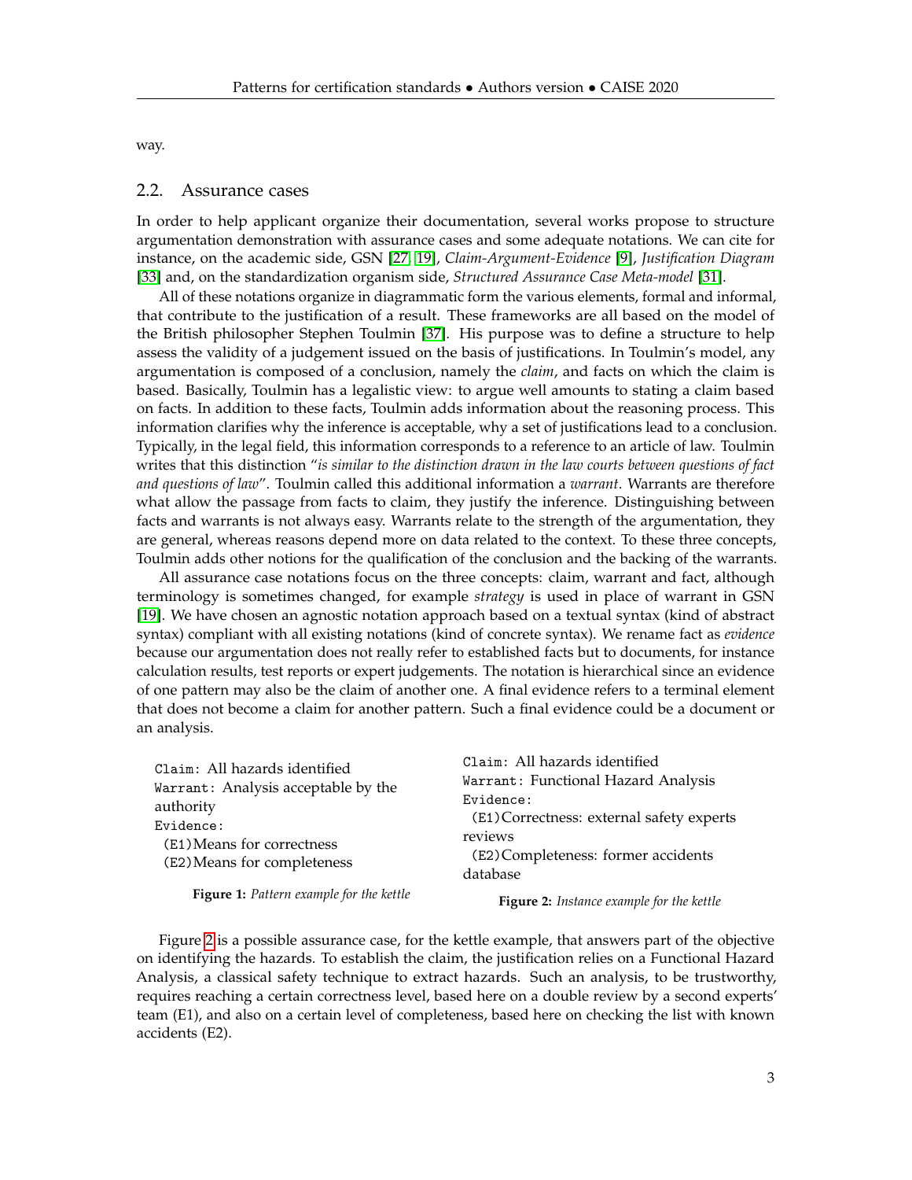way.

## 2.2. Assurance cases

In order to help applicant organize their documentation, several works propose to structure argumentation demonstration with assurance cases and some adequate notations. We can cite for instance, on the academic side, GSN [27, 19], *Claim-Argument-Evidence* [9], *Justification Diagram* [33] and, on the standardization organism side, *Structured Assurance Case Meta-model* [31].

All of these notations organize in diagrammatic form the various elements, formal and informal, that contribute to the justification of a result. These frameworks are all based on the model of the British philosopher Stephen Toulmin [37]. His purpose was to define a structure to help assess the validity of a judgement issued on the basis of justifications. In Toulmin's model, any argumentation is composed of a conclusion, namely the *claim*, and facts on which the claim is based. Basically, Toulmin has a legalistic view: to argue well amounts to stating a claim based on facts. In addition to these facts, Toulmin adds information about the reasoning process. This information clarifies why the inference is acceptable, why a set of justifications lead to a conclusion. Typically, in the legal field, this information corresponds to a reference to an article of law. Toulmin writes that this distinction "*is similar to the distinction drawn in the law courts between questions of fact and questions of law*". Toulmin called this additional information a *warrant*. Warrants are therefore what allow the passage from facts to claim, they justify the inference. Distinguishing between facts and warrants is not always easy. Warrants relate to the strength of the argumentation, they are general, whereas reasons depend more on data related to the context. To these three concepts, Toulmin adds other notions for the qualification of the conclusion and the backing of the warrants.

All assurance case notations focus on the three concepts: claim, warrant and fact, although terminology is sometimes changed, for example *strategy* is used in place of warrant in GSN [19]. We have chosen an agnostic notation approach based on a textual syntax (kind of abstract syntax) compliant with all existing notations (kind of concrete syntax). We rename fact as *evidence* because our argumentation does not really refer to established facts but to documents, for instance calculation results, test reports or expert judgements. The notation is hierarchical since an evidence of one pattern may also be the claim of another one. A final evidence refers to a terminal element that does not become a claim for another pattern. Such a final evidence could be a document or an analysis.

```
Claim: All hazards identified
Warrant: Analysis acceptable by the authority
Evidence:
  (E1)Means for correctness
  (E2)Means for completeness
```

**Figure 1:** *Pattern example for the kettle*

```
Claim: All hazards identified
Warrant: Functional Hazard Analysis
Evidence:
  (E1)Correctness: external safety experts reviews
  (E2)Completeness: former accidents database
```

**Figure 2:** *Instance example for the kettle*

Figure 2 is a possible assurance case, for the kettle example, that answers part of the objective on identifying the hazards. To establish the claim, the justification relies on a Functional Hazard Analysis, a classical safety technique to extract hazards. Such an analysis, to be trustworthy, requires reaching a certain correctness level, based here on a double review by a second experts' team (E1), and also on a certain level of completeness, based here on checking the list with known accidents (E2).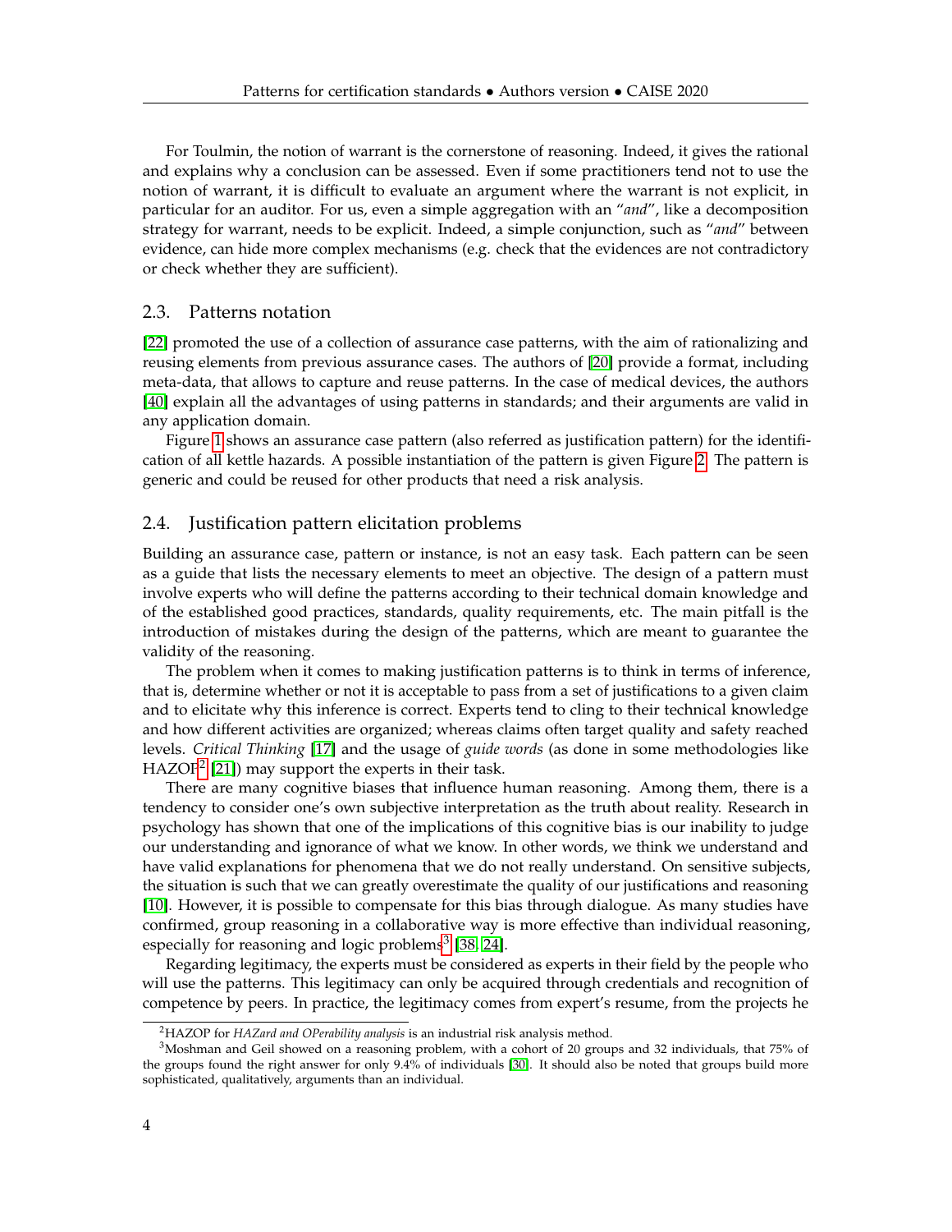For Toulmin, the notion of warrant is the cornerstone of reasoning. Indeed, it gives the rational and explains why a conclusion can be assessed. Even if some practitioners tend not to use the notion of warrant, it is difficult to evaluate an argument where the warrant is not explicit, in particular for an auditor. For us, even a simple aggregation with an "*and*", like a decomposition strategy for warrant, needs to be explicit. Indeed, a simple conjunction, such as "*and*" between evidence, can hide more complex mechanisms (e.g. check that the evidences are not contradictory or check whether they are sufficient).

## 2.3. Patterns notation

[22] promoted the use of a collection of assurance case patterns, with the aim of rationalizing and reusing elements from previous assurance cases. The authors of [20] provide a format, including meta-data, that allows to capture and reuse patterns. In the case of medical devices, the authors [40] explain all the advantages of using patterns in standards; and their arguments are valid in any application domain.

Figure 1 shows an assurance case pattern (also referred as justification pattern) for the identification of all kettle hazards. A possible instantiation of the pattern is given Figure 2. The pattern is generic and could be reused for other products that need a risk analysis.

## 2.4. Justification pattern elicitation problems

Building an assurance case, pattern or instance, is not an easy task. Each pattern can be seen as a guide that lists the necessary elements to meet an objective. The design of a pattern must involve experts who will define the patterns according to their technical domain knowledge and of the established good practices, standards, quality requirements, etc. The main pitfall is the introduction of mistakes during the design of the patterns, which are meant to guarantee the validity of the reasoning.

The problem when it comes to making justification patterns is to think in terms of inference, that is, determine whether or not it is acceptable to pass from a set of justifications to a given claim and to elicitate why this inference is correct. Experts tend to cling to their technical knowledge and how different activities are organized; whereas claims often target quality and safety reached levels. *Critical Thinking* [17] and the usage of *guide words* (as done in some methodologies like HAZOP[2] [21]) may support the experts in their task.

There are many cognitive biases that influence human reasoning. Among them, there is a tendency to consider one's own subjective interpretation as the truth about reality. Research in psychology has shown that one of the implications of this cognitive bias is our inability to judge our understanding and ignorance of what we know. In other words, we think we understand and have valid explanations for phenomena that we do not really understand. On sensitive subjects, the situation is such that we can greatly overestimate the quality of our justifications and reasoning [10]. However, it is possible to compensate for this bias through dialogue. As many studies have confirmed, group reasoning in a collaborative way is more effective than individual reasoning, especially for reasoning and logic problems[3] [38, 24].

Regarding legitimacy, the experts must be considered as experts in their field by the people who will use the patterns. This legitimacy can only be acquired through credentials and recognition of competence by peers. In practice, the legitimacy comes from expert's resume, from the projects he

---

[2] HAZOP for *HAZard and OPerability analysis* is an industrial risk analysis method.

[3] Moshman and Geil showed on a reasoning problem, with a cohort of 20 groups and 32 individuals, that 75% of the groups found the right answer for only 9.4% of individuals [30]. It should also be noted that groups build more sophisticated, qualitatively, arguments than an individual.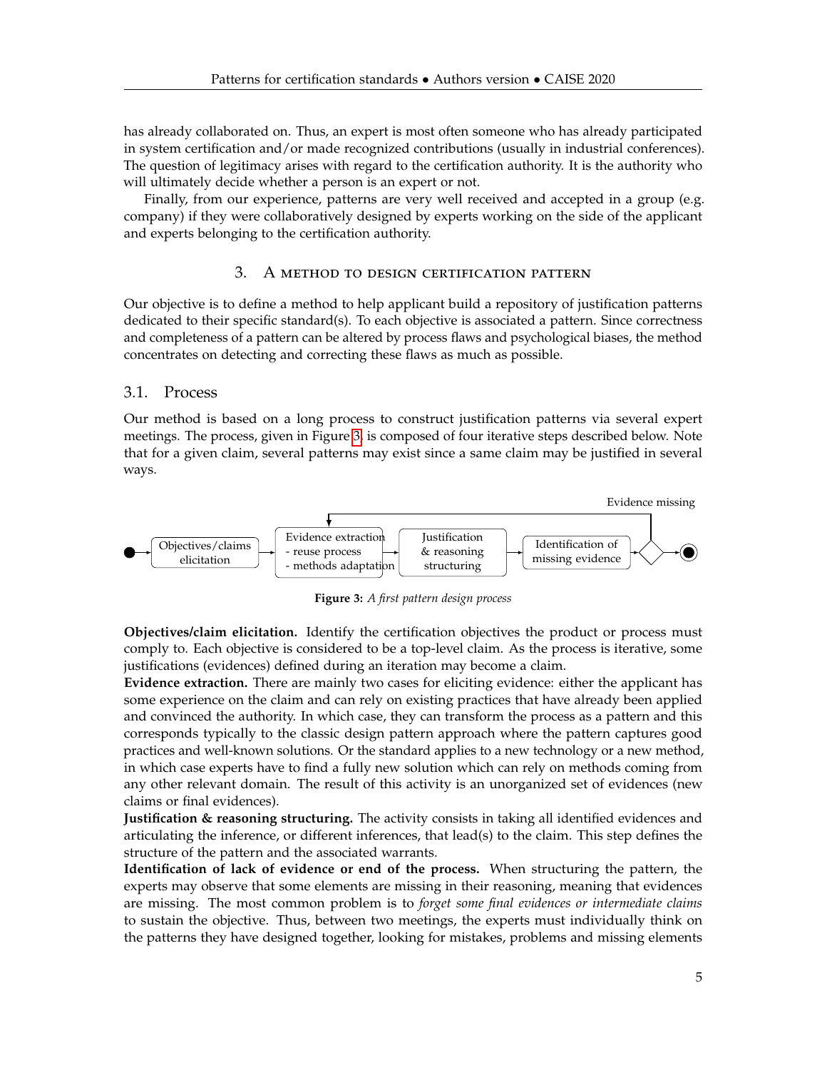has already collaborated on. Thus, an expert is most often someone who has already participated in system certification and/or made recognized contributions (usually in industrial conferences). The question of legitimacy arises with regard to the certification authority. It is the authority who will ultimately decide whether a person is an expert or not.

Finally, from our experience, patterns are very well received and accepted in a group (e.g. company) if they were collaboratively designed by experts working on the side of the applicant and experts belonging to the certification authority.

## 3. A method to design certification pattern

Our objective is to define a method to help applicant build a repository of justification patterns dedicated to their specific standard(s). To each objective is associated a pattern. Since correctness and completeness of a pattern can be altered by process flaws and psychological biases, the method concentrates on detecting and correcting these flaws as much as possible.

### 3.1. Process

Our method is based on a long process to construct justification patterns via several expert meetings. The process, given in Figure 3, is composed of four iterative steps described below. Note that for a given claim, several patterns may exist since a same claim may be justified in several ways.

Evidence missing

Objectives/claims elicitation

Evidence extraction
- reuse process
- methods adaptation

Justification & reasoning structuring

Identification of missing evidence

**Figure 3:** *A first pattern design process*

**Objectives/claim elicitation.** Identify the certification objectives the product or process must comply to. Each objective is considered to be a top-level claim. As the process is iterative, some justifications (evidences) defined during an iteration may become a claim.

**Evidence extraction.** There are mainly two cases for eliciting evidence: either the applicant has some experience on the claim and can rely on existing practices that have already been applied and convinced the authority. In which case, they can transform the process as a pattern and this corresponds typically to the classic design pattern approach where the pattern captures good practices and well-known solutions. Or the standard applies to a new technology or a new method, in which case experts have to find a fully new solution which can rely on methods coming from any other relevant domain. The result of this activity is an unorganized set of evidences (new claims or final evidences).

**Justification & reasoning structuring.** The activity consists in taking all identified evidences and articulating the inference, or different inferences, that lead(s) to the claim. This step defines the structure of the pattern and the associated warrants.

**Identification of lack of evidence or end of the process.** When structuring the pattern, the experts may observe that some elements are missing in their reasoning, meaning that evidences are missing. The most common problem is to *forget some final evidences or intermediate claims* to sustain the objective. Thus, between two meetings, the experts must individually think on the patterns they have designed together, looking for mistakes, problems and missing elements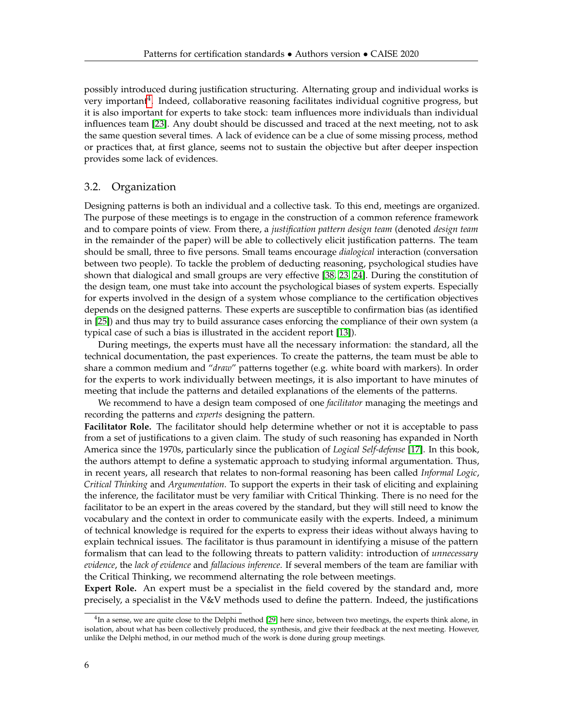possibly introduced during justification structuring. Alternating group and individual works is very important[4]. Indeed, collaborative reasoning facilitates individual cognitive progress, but it is also important for experts to take stock: team influences more individuals than individual influences team [23]. Any doubt should be discussed and traced at the next meeting, not to ask the same question several times. A lack of evidence can be a clue of some missing process, method or practices that, at first glance, seems not to sustain the objective but after deeper inspection provides some lack of evidences.

## 3.2. Organization

Designing patterns is both an individual and a collective task. To this end, meetings are organized. The purpose of these meetings is to engage in the construction of a common reference framework and to compare points of view. From there, a *justification pattern design team* (denoted *design team* in the remainder of the paper) will be able to collectively elicit justification patterns. The team should be small, three to five persons. Small teams encourage *dialogical* interaction (conversation between two people). To tackle the problem of deducting reasoning, psychological studies have shown that dialogical and small groups are very effective [38, 23, 24]. During the constitution of the design team, one must take into account the psychological biases of system experts. Especially for experts involved in the design of a system whose compliance to the certification objectives depends on the designed patterns. These experts are susceptible to confirmation bias (as identified in [25]) and thus may try to build assurance cases enforcing the compliance of their own system (a typical case of such a bias is illustrated in the accident report [13]).

During meetings, the experts must have all the necessary information: the standard, all the technical documentation, the past experiences. To create the patterns, the team must be able to share a common medium and "*draw*" patterns together (e.g. white board with markers). In order for the experts to work individually between meetings, it is also important to have minutes of meeting that include the patterns and detailed explanations of the elements of the patterns.

We recommend to have a design team composed of one *facilitator* managing the meetings and recording the patterns and *experts* designing the pattern.

**Facilitator Role.** The facilitator should help determine whether or not it is acceptable to pass from a set of justifications to a given claim. The study of such reasoning has expanded in North America since the 1970s, particularly since the publication of *Logical Self-defense* [17]. In this book, the authors attempt to define a systematic approach to studying informal argumentation. Thus, in recent years, all research that relates to non-formal reasoning has been called *Informal Logic*, *Critical Thinking* and *Argumentation*. To support the experts in their task of eliciting and explaining the inference, the facilitator must be very familiar with Critical Thinking. There is no need for the facilitator to be an expert in the areas covered by the standard, but they will still need to know the vocabulary and the context in order to communicate easily with the experts. Indeed, a minimum of technical knowledge is required for the experts to express their ideas without always having to explain technical issues. The facilitator is thus paramount in identifying a misuse of the pattern formalism that can lead to the following threats to pattern validity: introduction of *unnecessary evidence*, the *lack of evidence* and *fallacious inference*. If several members of the team are familiar with the Critical Thinking, we recommend alternating the role between meetings.

**Expert Role.** An expert must be a specialist in the field covered by the standard and, more precisely, a specialist in the V&V methods used to define the pattern. Indeed, the justifications

[4] In a sense, we are quite close to the Delphi method [29] here since, between two meetings, the experts think alone, in isolation, about what has been collectively produced, the synthesis, and give their feedback at the next meeting. However, unlike the Delphi method, in our method much of the work is done during group meetings.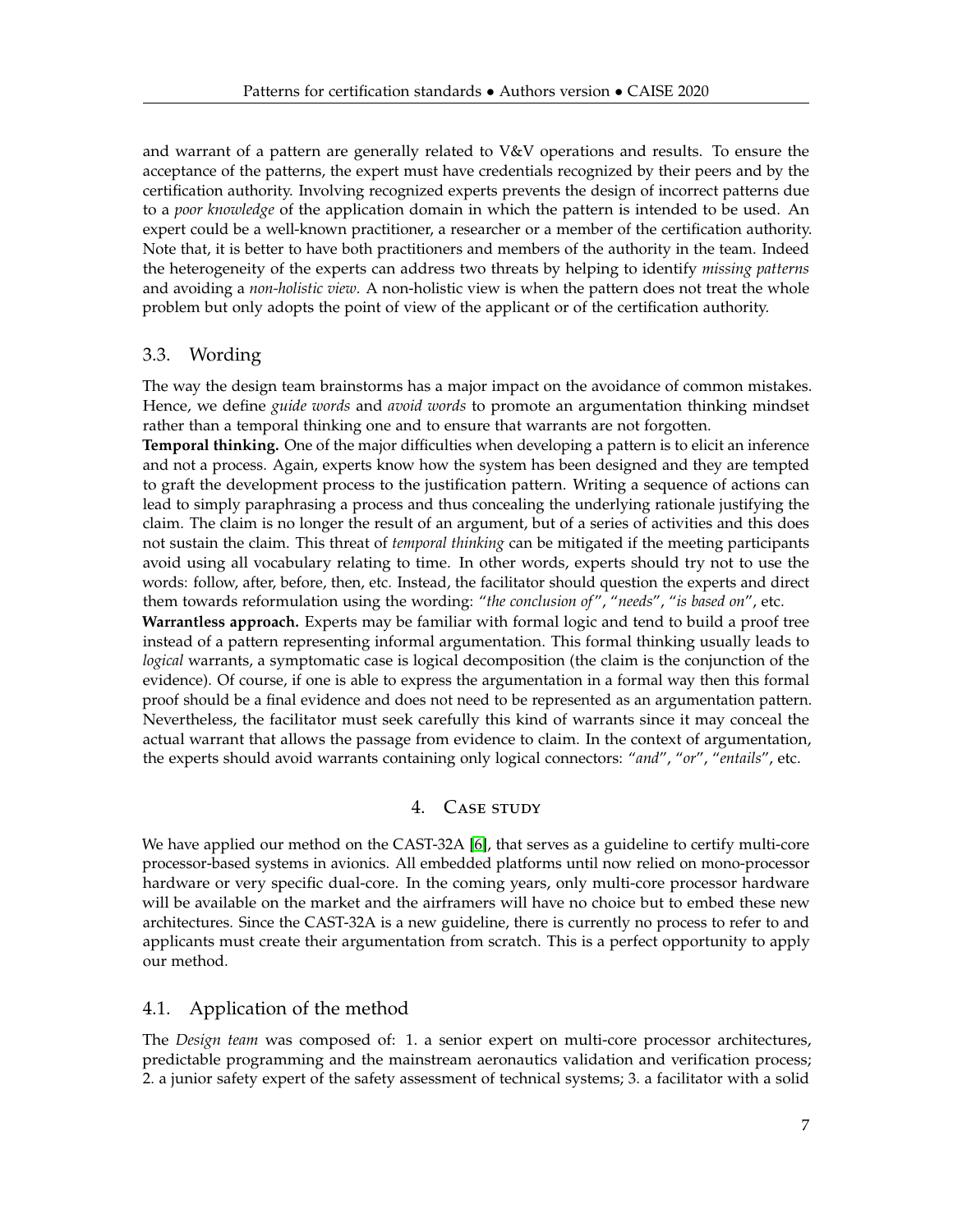and warrant of a pattern are generally related to V&V operations and results. To ensure the acceptance of the patterns, the expert must have credentials recognized by their peers and by the certification authority. Involving recognized experts prevents the design of incorrect patterns due to a *poor knowledge* of the application domain in which the pattern is intended to be used. An expert could be a well-known practitioner, a researcher or a member of the certification authority. Note that, it is better to have both practitioners and members of the authority in the team. Indeed the heterogeneity of the experts can address two threats by helping to identify *missing patterns* and avoiding a *non-holistic view*. A non-holistic view is when the pattern does not treat the whole problem but only adopts the point of view of the applicant or of the certification authority.

## 3.3. Wording

The way the design team brainstorms has a major impact on the avoidance of common mistakes. Hence, we define *guide words* and *avoid words* to promote an argumentation thinking mindset rather than a temporal thinking one and to ensure that warrants are not forgotten.

**Temporal thinking.** One of the major difficulties when developing a pattern is to elicit an inference and not a process. Again, experts know how the system has been designed and they are tempted to graft the development process to the justification pattern. Writing a sequence of actions can lead to simply paraphrasing a process and thus concealing the underlying rationale justifying the claim. The claim is no longer the result of an argument, but of a series of activities and this does not sustain the claim. This threat of *temporal thinking* can be mitigated if the meeting participants avoid using all vocabulary relating to time. In other words, experts should try not to use the words: follow, after, before, then, etc. Instead, the facilitator should question the experts and direct them towards reformulation using the wording: "*the conclusion of*", "*needs*", "*is based on*", etc.

**Warrantless approach.** Experts may be familiar with formal logic and tend to build a proof tree instead of a pattern representing informal argumentation. This formal thinking usually leads to *logical* warrants, a symptomatic case is logical decomposition (the claim is the conjunction of the evidence). Of course, if one is able to express the argumentation in a formal way then this formal proof should be a final evidence and does not need to be represented as an argumentation pattern. Nevertheless, the facilitator must seek carefully this kind of warrants since it may conceal the actual warrant that allows the passage from evidence to claim. In the context of argumentation, the experts should avoid warrants containing only logical connectors: "*and*", "*or*", "*entails*", etc.

# 4. Case study

We have applied our method on the CAST-32A [6], that serves as a guideline to certify multi-core processor-based systems in avionics. All embedded platforms until now relied on mono-processor hardware or very specific dual-core. In the coming years, only multi-core processor hardware will be available on the market and the airframers will have no choice but to embed these new architectures. Since the CAST-32A is a new guideline, there is currently no process to refer to and applicants must create their argumentation from scratch. This is a perfect opportunity to apply our method.

## 4.1. Application of the method

The *Design team* was composed of: 1. a senior expert on multi-core processor architectures, predictable programming and the mainstream aeronautics validation and verification process; 2. a junior safety expert of the safety assessment of technical systems; 3. a facilitator with a solid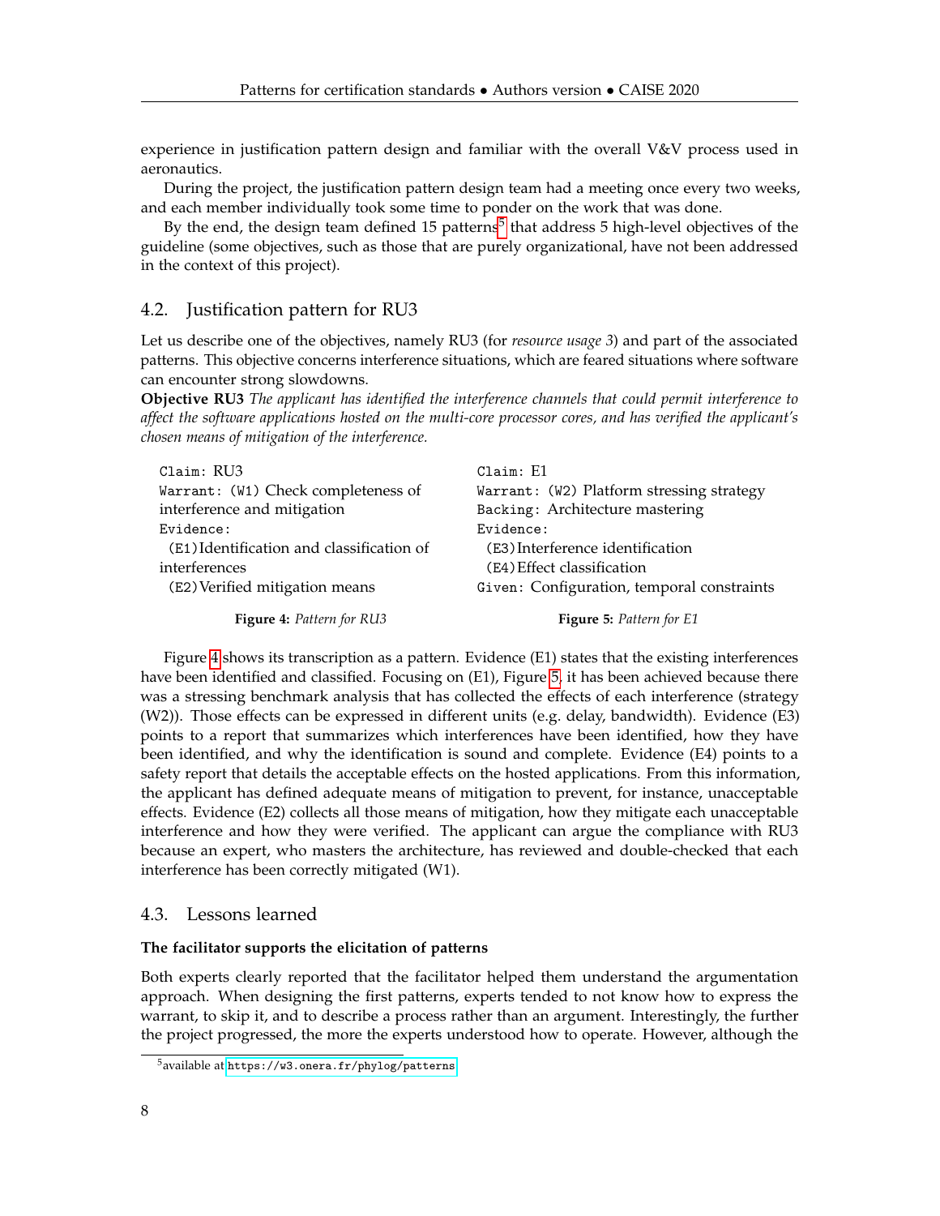experience in justification pattern design and familiar with the overall V&V process used in aeronautics.

During the project, the justification pattern design team had a meeting once every two weeks, and each member individually took some time to ponder on the work that was done.

By the end, the design team defined 15 patterns[5] that address 5 high-level objectives of the guideline (some objectives, such as those that are purely organizational, have not been addressed in the context of this project).

## 4.2. Justification pattern for RU3

Let us describe one of the objectives, namely RU3 (for *resource usage 3*) and part of the associated patterns. This objective concerns interference situations, which are feared situations where software can encounter strong slowdowns.

**Objective RU3** *The applicant has identified the interference channels that could permit interference to affect the software applications hosted on the multi-core processor cores, and has verified the applicant's chosen means of mitigation of the interference.*

```
Claim: RU3
Warrant: (W1) Check completeness of
interference and mitigation
Evidence:
 (E1) Identification and classification of
interferences
 (E2) Verified mitigation means
```

**Figure 4:** *Pattern for RU3*

```
Claim: E1
Warrant: (W2) Platform stressing strategy
Backing: Architecture mastering
Evidence:
 (E3) Interference identification
 (E4) Effect classification
Given: Configuration, temporal constraints
```

**Figure 5:** *Pattern for E1*

Figure 4 shows its transcription as a pattern. Evidence (E1) states that the existing interferences have been identified and classified. Focusing on (E1), Figure 5, it has been achieved because there was a stressing benchmark analysis that has collected the effects of each interference (strategy (W2)). Those effects can be expressed in different units (e.g. delay, bandwidth). Evidence (E3) points to a report that summarizes which interferences have been identified, how they have been identified, and why the identification is sound and complete. Evidence (E4) points to a safety report that details the acceptable effects on the hosted applications. From this information, the applicant has defined adequate means of mitigation to prevent, for instance, unacceptable effects. Evidence (E2) collects all those means of mitigation, how they mitigate each unacceptable interference and how they were verified. The applicant can argue the compliance with RU3 because an expert, who masters the architecture, has reviewed and double-checked that each interference has been correctly mitigated (W1).

## 4.3. Lessons learned

**The facilitator supports the elicitation of patterns**

Both experts clearly reported that the facilitator helped them understand the argumentation approach. When designing the first patterns, experts tended to not know how to express the warrant, to skip it, and to describe a process rather than an argument. Interestingly, the further the project progressed, the more the experts understood how to operate. However, although the

[5] available at https://w3.onera.fr/phylog/patterns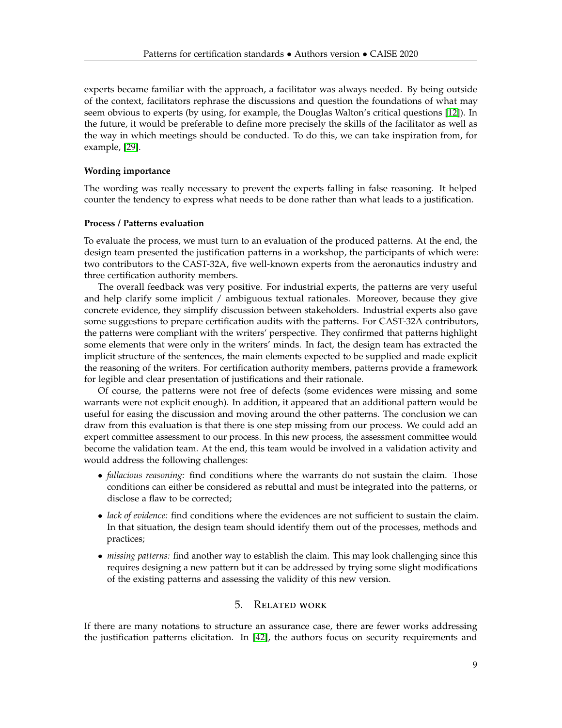experts became familiar with the approach, a facilitator was always needed. By being outside of the context, facilitators rephrase the discussions and question the foundations of what may seem obvious to experts (by using, for example, the Douglas Walton's critical questions [12]). In the future, it would be preferable to define more precisely the skills of the facilitator as well as the way in which meetings should be conducted. To do this, we can take inspiration from, for example, [29].

**Wording importance**

The wording was really necessary to prevent the experts falling in false reasoning. It helped counter the tendency to express what needs to be done rather than what leads to a justification.

**Process / Patterns evaluation**

To evaluate the process, we must turn to an evaluation of the produced patterns. At the end, the design team presented the justification patterns in a workshop, the participants of which were: two contributors to the CAST-32A, five well-known experts from the aeronautics industry and three certification authority members.

The overall feedback was very positive. For industrial experts, the patterns are very useful and help clarify some implicit / ambiguous textual rationales. Moreover, because they give concrete evidence, they simplify discussion between stakeholders. Industrial experts also gave some suggestions to prepare certification audits with the patterns. For CAST-32A contributors, the patterns were compliant with the writers' perspective. They confirmed that patterns highlight some elements that were only in the writers' minds. In fact, the design team has extracted the implicit structure of the sentences, the main elements expected to be supplied and made explicit the reasoning of the writers. For certification authority members, patterns provide a framework for legible and clear presentation of justifications and their rationale.

Of course, the patterns were not free of defects (some evidences were missing and some warrants were not explicit enough). In addition, it appeared that an additional pattern would be useful for easing the discussion and moving around the other patterns. The conclusion we can draw from this evaluation is that there is one step missing from our process. We could add an expert committee assessment to our process. In this new process, the assessment committee would become the validation team. At the end, this team would be involved in a validation activity and would address the following challenges:

- *fallacious reasoning:* find conditions where the warrants do not sustain the claim. Those conditions can either be considered as rebuttal and must be integrated into the patterns, or disclose a flaw to be corrected;
- *lack of evidence:* find conditions where the evidences are not sufficient to sustain the claim. In that situation, the design team should identify them out of the processes, methods and practices;
- *missing patterns:* find another way to establish the claim. This may look challenging since this requires designing a new pattern but it can be addressed by trying some slight modifications of the existing patterns and assessing the validity of this new version.

## 5. Related work

If there are many notations to structure an assurance case, there are fewer works addressing the justification patterns elicitation. In [42], the authors focus on security requirements and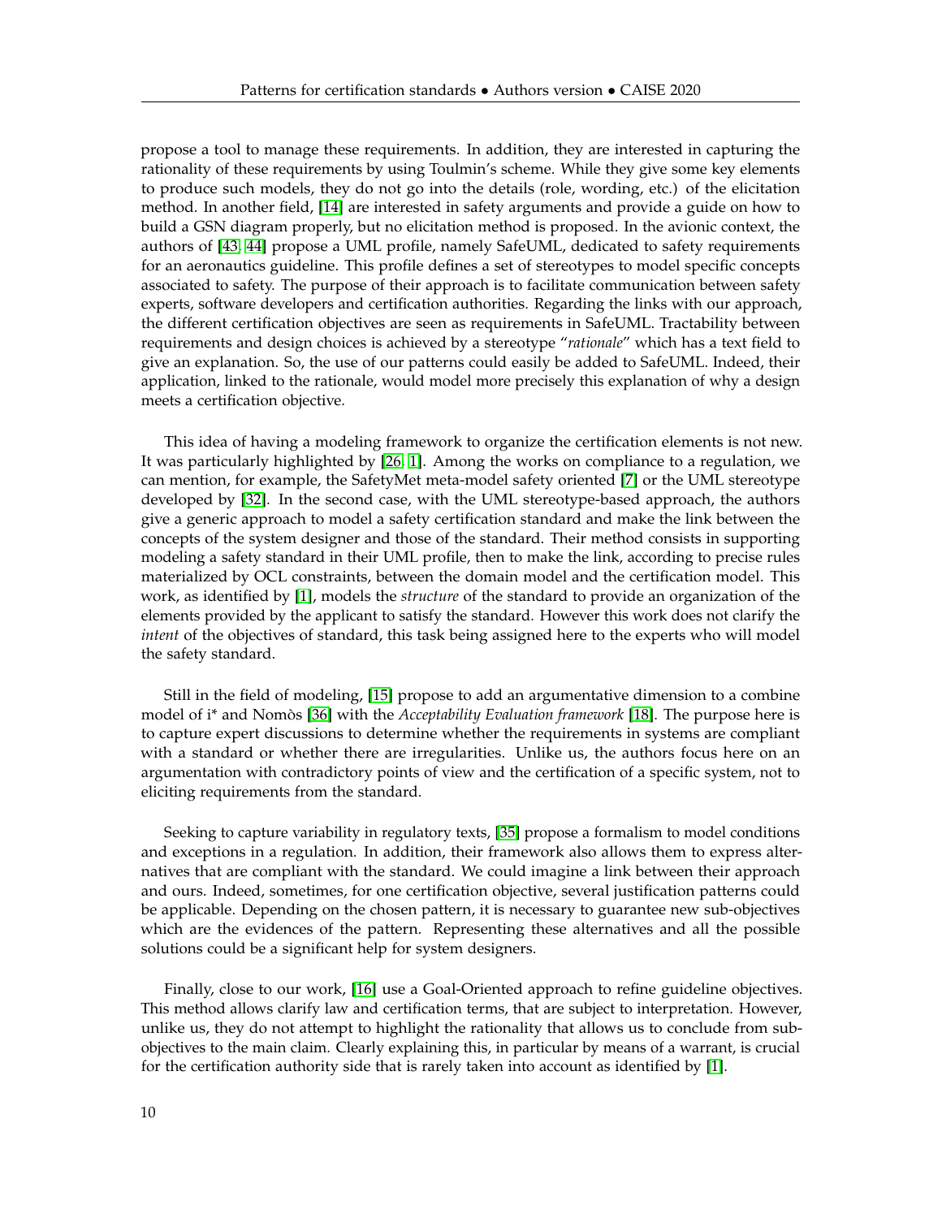propose a tool to manage these requirements. In addition, they are interested in capturing the rationality of these requirements by using Toulmin's scheme. While they give some key elements to produce such models, they do not go into the details (role, wording, etc.) of the elicitation method. In another field, [14] are interested in safety arguments and provide a guide on how to build a GSN diagram properly, but no elicitation method is proposed. In the avionic context, the authors of [43, 44] propose a UML profile, namely SafeUML, dedicated to safety requirements for an aeronautics guideline. This profile defines a set of stereotypes to model specific concepts associated to safety. The purpose of their approach is to facilitate communication between safety experts, software developers and certification authorities. Regarding the links with our approach, the different certification objectives are seen as requirements in SafeUML. Tractability between requirements and design choices is achieved by a stereotype "*rationale*" which has a text field to give an explanation. So, the use of our patterns could easily be added to SafeUML. Indeed, their application, linked to the rationale, would model more precisely this explanation of why a design meets a certification objective.

This idea of having a modeling framework to organize the certification elements is not new. It was particularly highlighted by [26, 1]. Among the works on compliance to a regulation, we can mention, for example, the SafetyMet meta-model safety oriented [7] or the UML stereotype developed by [32]. In the second case, with the UML stereotype-based approach, the authors give a generic approach to model a safety certification standard and make the link between the concepts of the system designer and those of the standard. Their method consists in supporting modeling a safety standard in their UML profile, then to make the link, according to precise rules materialized by OCL constraints, between the domain model and the certification model. This work, as identified by [1], models the *structure* of the standard to provide an organization of the elements provided by the applicant to satisfy the standard. However this work does not clarify the *intent* of the objectives of standard, this task being assigned here to the experts who will model the safety standard.

Still in the field of modeling, [15] propose to add an argumentative dimension to a combine model of i* and Nomòs [36] with the *Acceptability Evaluation framework* [18]. The purpose here is to capture expert discussions to determine whether the requirements in systems are compliant with a standard or whether there are irregularities. Unlike us, the authors focus here on an argumentation with contradictory points of view and the certification of a specific system, not to eliciting requirements from the standard.

Seeking to capture variability in regulatory texts, [35] propose a formalism to model conditions and exceptions in a regulation. In addition, their framework also allows them to express alternatives that are compliant with the standard. We could imagine a link between their approach and ours. Indeed, sometimes, for one certification objective, several justification patterns could be applicable. Depending on the chosen pattern, it is necessary to guarantee new sub-objectives which are the evidences of the pattern. Representing these alternatives and all the possible solutions could be a significant help for system designers.

Finally, close to our work, [16] use a Goal-Oriented approach to refine guideline objectives. This method allows clarify law and certification terms, that are subject to interpretation. However, unlike us, they do not attempt to highlight the rationality that allows us to conclude from sub-objectives to the main claim. Clearly explaining this, in particular by means of a warrant, is crucial for the certification authority side that is rarely taken into account as identified by [1].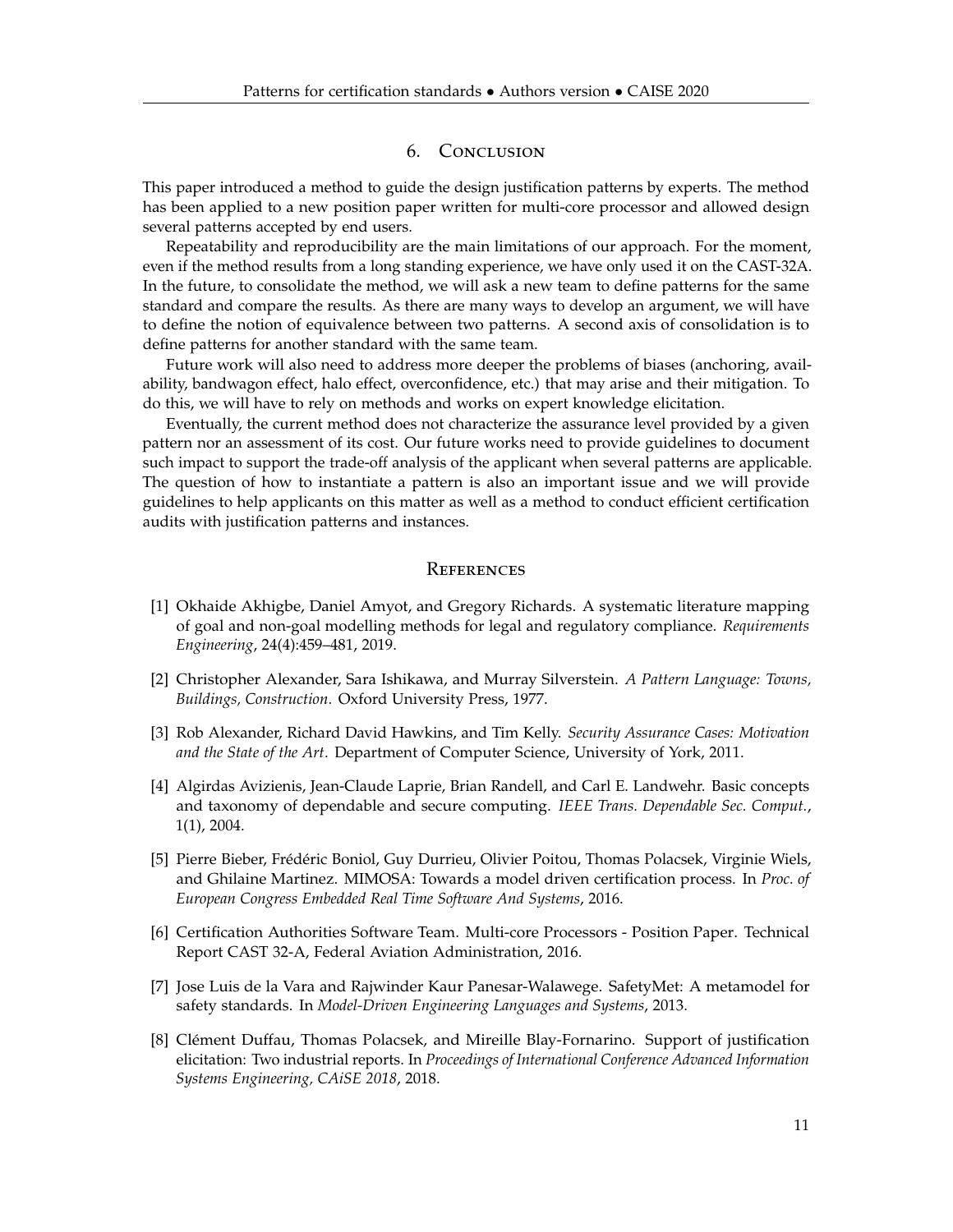## 6. Conclusion

This paper introduced a method to guide the design justification patterns by experts. The method has been applied to a new position paper written for multi-core processor and allowed design several patterns accepted by end users.

Repeatability and reproducibility are the main limitations of our approach. For the moment, even if the method results from a long standing experience, we have only used it on the CAST-32A. In the future, to consolidate the method, we will ask a new team to define patterns for the same standard and compare the results. As there are many ways to develop an argument, we will have to define the notion of equivalence between two patterns. A second axis of consolidation is to define patterns for another standard with the same team.

Future work will also need to address more deeper the problems of biases (anchoring, availability, bandwagon effect, halo effect, overconfidence, etc.) that may arise and their mitigation. To do this, we will have to rely on methods and works on expert knowledge elicitation.

Eventually, the current method does not characterize the assurance level provided by a given pattern nor an assessment of its cost. Our future works need to provide guidelines to document such impact to support the trade-off analysis of the applicant when several patterns are applicable. The question of how to instantiate a pattern is also an important issue and we will provide guidelines to help applicants on this matter as well as a method to conduct efficient certification audits with justification patterns and instances.

## References

[1] Okhaide Akhigbe, Daniel Amyot, and Gregory Richards. A systematic literature mapping of goal and non-goal modelling methods for legal and regulatory compliance. *Requirements Engineering*, 24(4):459–481, 2019.

[2] Christopher Alexander, Sara Ishikawa, and Murray Silverstein. *A Pattern Language: Towns, Buildings, Construction*. Oxford University Press, 1977.

[3] Rob Alexander, Richard David Hawkins, and Tim Kelly. *Security Assurance Cases: Motivation and the State of the Art*. Department of Computer Science, University of York, 2011.

[4] Algirdas Avizienis, Jean-Claude Laprie, Brian Randell, and Carl E. Landwehr. Basic concepts and taxonomy of dependable and secure computing. *IEEE Trans. Dependable Sec. Comput.*, 1(1), 2004.

[5] Pierre Bieber, Frédéric Boniol, Guy Durrieu, Olivier Poitou, Thomas Polacsek, Virginie Wiels, and Ghilaine Martinez. MIMOSA: Towards a model driven certification process. In *Proc. of European Congress Embedded Real Time Software And Systems*, 2016.

[6] Certification Authorities Software Team. Multi-core Processors - Position Paper. Technical Report CAST 32-A, Federal Aviation Administration, 2016.

[7] Jose Luis de la Vara and Rajwinder Kaur Panesar-Walawege. SafetyMet: A metamodel for safety standards. In *Model-Driven Engineering Languages and Systems*, 2013.

[8] Clément Duffau, Thomas Polacsek, and Mireille Blay-Fornarino. Support of justification elicitation: Two industrial reports. In *Proceedings of International Conference Advanced Information Systems Engineering, CAiSE 2018*, 2018.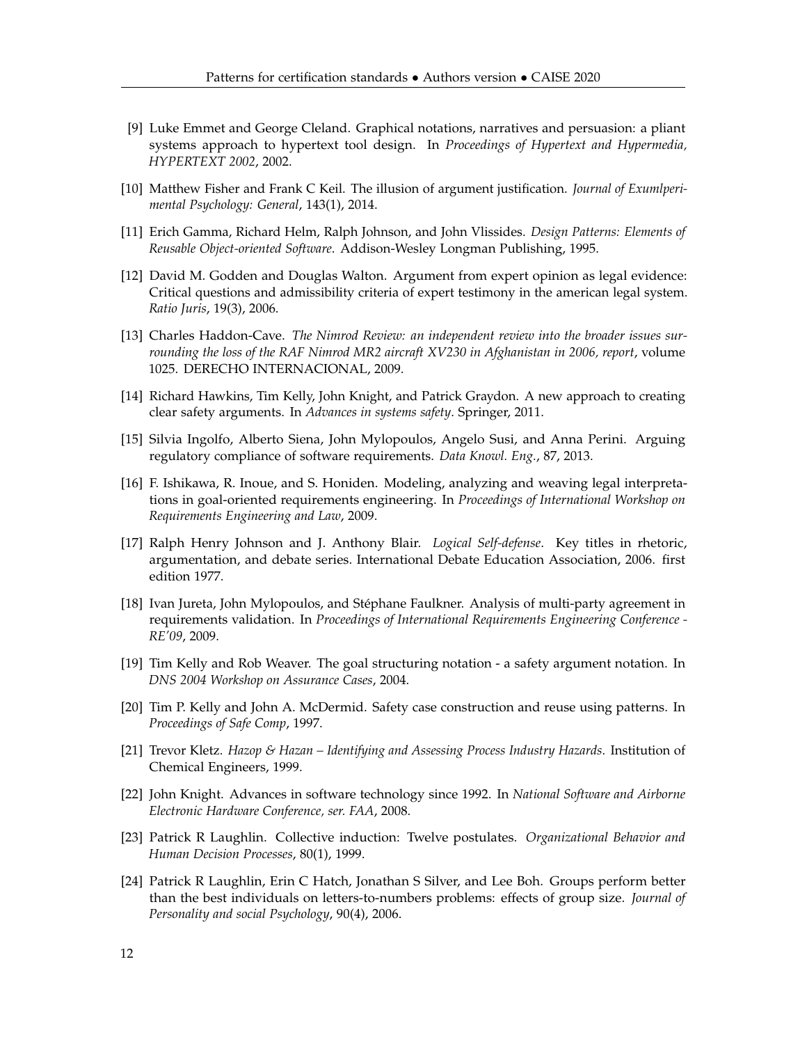[9] Luke Emmet and George Cleland. Graphical notations, narratives and persuasion: a pliant systems approach to hypertext tool design. In *Proceedings of Hypertext and Hypermedia, HYPERTEXT 2002*, 2002.

[10] Matthew Fisher and Frank C Keil. The illusion of argument justification. *Journal of Exumlperimental Psychology: General*, 143(1), 2014.

[11] Erich Gamma, Richard Helm, Ralph Johnson, and John Vlissides. *Design Patterns: Elements of Reusable Object-oriented Software*. Addison-Wesley Longman Publishing, 1995.

[12] David M. Godden and Douglas Walton. Argument from expert opinion as legal evidence: Critical questions and admissibility criteria of expert testimony in the american legal system. *Ratio Juris*, 19(3), 2006.

[13] Charles Haddon-Cave. *The Nimrod Review: an independent review into the broader issues surrounding the loss of the RAF Nimrod MR2 aircraft XV230 in Afghanistan in 2006, report*, volume 1025. DERECHO INTERNACIONAL, 2009.

[14] Richard Hawkins, Tim Kelly, John Knight, and Patrick Graydon. A new approach to creating clear safety arguments. In *Advances in systems safety*. Springer, 2011.

[15] Silvia Ingolfo, Alberto Siena, John Mylopoulos, Angelo Susi, and Anna Perini. Arguing regulatory compliance of software requirements. *Data Knowl. Eng.*, 87, 2013.

[16] F. Ishikawa, R. Inoue, and S. Honiden. Modeling, analyzing and weaving legal interpretations in goal-oriented requirements engineering. In *Proceedings of International Workshop on Requirements Engineering and Law*, 2009.

[17] Ralph Henry Johnson and J. Anthony Blair. *Logical Self-defense*. Key titles in rhetoric, argumentation, and debate series. International Debate Education Association, 2006. first edition 1977.

[18] Ivan Jureta, John Mylopoulos, and Stéphane Faulkner. Analysis of multi-party agreement in requirements validation. In *Proceedings of International Requirements Engineering Conference - RE'09*, 2009.

[19] Tim Kelly and Rob Weaver. The goal structuring notation - a safety argument notation. In *DNS 2004 Workshop on Assurance Cases*, 2004.

[20] Tim P. Kelly and John A. McDermid. Safety case construction and reuse using patterns. In *Proceedings of Safe Comp*, 1997.

[21] Trevor Kletz. *Hazop & Hazan – Identifying and Assessing Process Industry Hazards*. Institution of Chemical Engineers, 1999.

[22] John Knight. Advances in software technology since 1992. In *National Software and Airborne Electronic Hardware Conference, ser. FAA*, 2008.

[23] Patrick R Laughlin. Collective induction: Twelve postulates. *Organizational Behavior and Human Decision Processes*, 80(1), 1999.

[24] Patrick R Laughlin, Erin C Hatch, Jonathan S Silver, and Lee Boh. Groups perform better than the best individuals on letters-to-numbers problems: effects of group size. *Journal of Personality and social Psychology*, 90(4), 2006.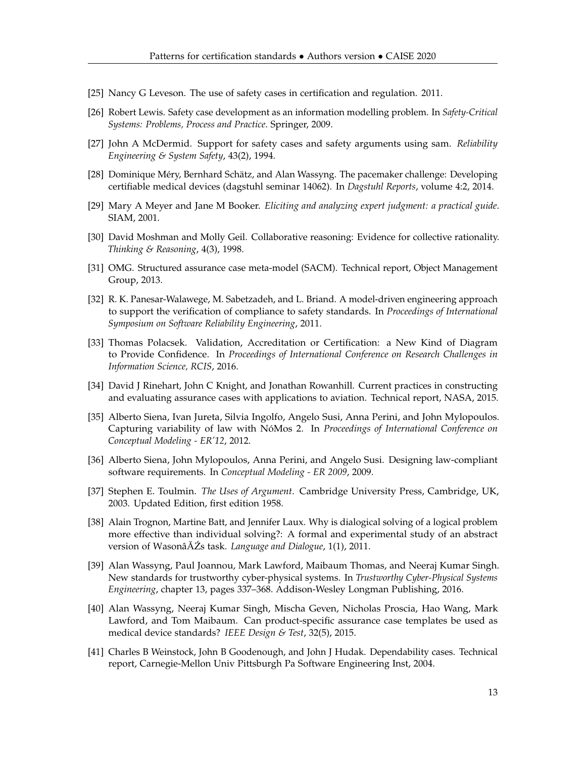[25] Nancy G Leveson. The use of safety cases in certification and regulation. 2011.

[26] Robert Lewis. Safety case development as an information modelling problem. In *Safety-Critical Systems: Problems, Process and Practice*. Springer, 2009.

[27] John A McDermid. Support for safety cases and safety arguments using sam. *Reliability Engineering & System Safety*, 43(2), 1994.

[28] Dominique Méry, Bernhard Schätz, and Alan Wassyng. The pacemaker challenge: Developing certifiable medical devices (dagstuhl seminar 14062). In *Dagstuhl Reports*, volume 4:2, 2014.

[29] Mary A Meyer and Jane M Booker. *Eliciting and analyzing expert judgment: a practical guide*. SIAM, 2001.

[30] David Moshman and Molly Geil. Collaborative reasoning: Evidence for collective rationality. *Thinking & Reasoning*, 4(3), 1998.

[31] OMG. Structured assurance case meta-model (SACM). Technical report, Object Management Group, 2013.

[32] R. K. Panesar-Walawege, M. Sabetzadeh, and L. Briand. A model-driven engineering approach to support the verification of compliance to safety standards. In *Proceedings of International Symposium on Software Reliability Engineering*, 2011.

[33] Thomas Polacsek. Validation, Accreditation or Certification: a New Kind of Diagram to Provide Confidence. In *Proceedings of International Conference on Research Challenges in Information Science, RCIS*, 2016.

[34] David J Rinehart, John C Knight, and Jonathan Rowanhill. Current practices in constructing and evaluating assurance cases with applications to aviation. Technical report, NASA, 2015.

[35] Alberto Siena, Ivan Jureta, Silvia Ingolfo, Angelo Susi, Anna Perini, and John Mylopoulos. Capturing variability of law with NóMos 2. In *Proceedings of International Conference on Conceptual Modeling - ER'12*, 2012.

[36] Alberto Siena, John Mylopoulos, Anna Perini, and Angelo Susi. Designing law-compliant software requirements. In *Conceptual Modeling - ER 2009*, 2009.

[37] Stephen E. Toulmin. *The Uses of Argument*. Cambridge University Press, Cambridge, UK, 2003. Updated Edition, first edition 1958.

[38] Alain Trognon, Martine Batt, and Jennifer Laux. Why is dialogical solving of a logical problem more effective than individual solving?: A formal and experimental study of an abstract version of WasonâĂŹs task. *Language and Dialogue*, 1(1), 2011.

[39] Alan Wassyng, Paul Joannou, Mark Lawford, Maibaum Thomas, and Neeraj Kumar Singh. New standards for trustworthy cyber-physical systems. In *Trustworthy Cyber-Physical Systems Engineering*, chapter 13, pages 337–368. Addison-Wesley Longman Publishing, 2016.

[40] Alan Wassyng, Neeraj Kumar Singh, Mischa Geven, Nicholas Proscia, Hao Wang, Mark Lawford, and Tom Maibaum. Can product-specific assurance case templates be used as medical device standards? *IEEE Design & Test*, 32(5), 2015.

[41] Charles B Weinstock, John B Goodenough, and John J Hudak. Dependability cases. Technical report, Carnegie-Mellon Univ Pittsburgh Pa Software Engineering Inst, 2004.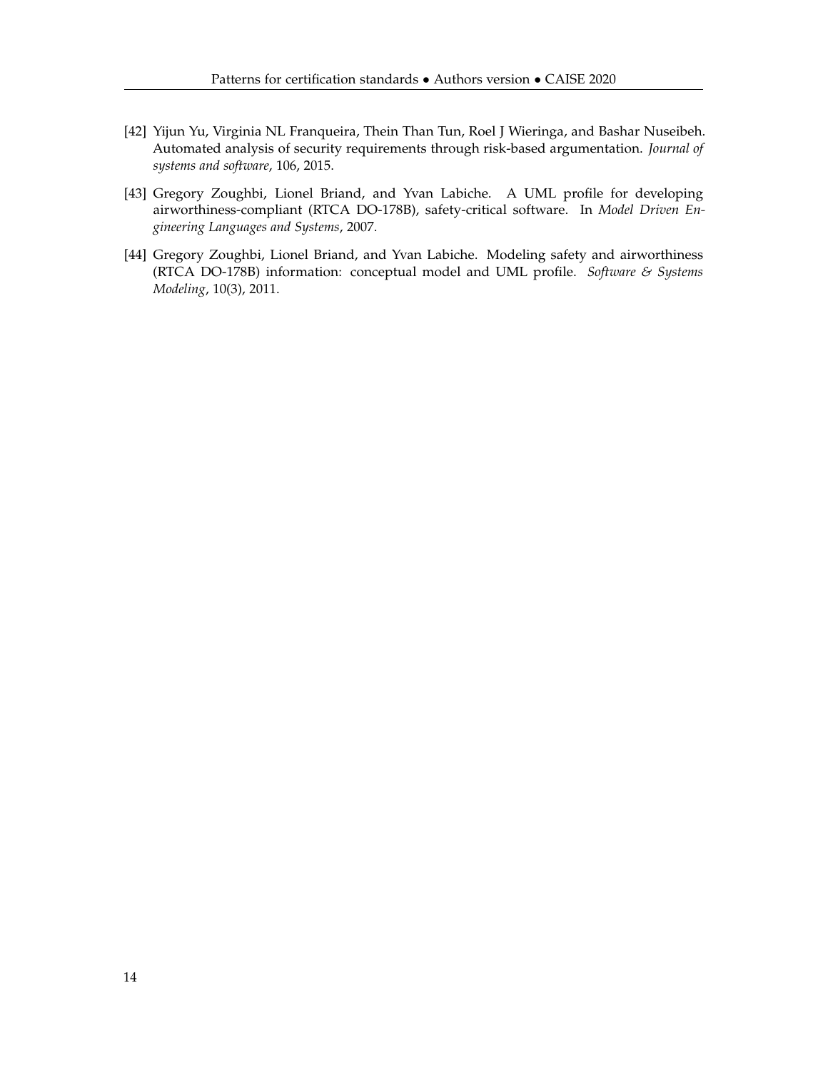[42] Yijun Yu, Virginia NL Franqueira, Thein Than Tun, Roel J Wieringa, and Bashar Nuseibeh. Automated analysis of security requirements through risk-based argumentation. *Journal of systems and software*, 106, 2015.

[43] Gregory Zoughbi, Lionel Briand, and Yvan Labiche. A UML profile for developing airworthiness-compliant (RTCA DO-178B), safety-critical software. In *Model Driven Engineering Languages and Systems*, 2007.

[44] Gregory Zoughbi, Lionel Briand, and Yvan Labiche. Modeling safety and airworthiness (RTCA DO-178B) information: conceptual model and UML profile. *Software & Systems Modeling*, 10(3), 2011.